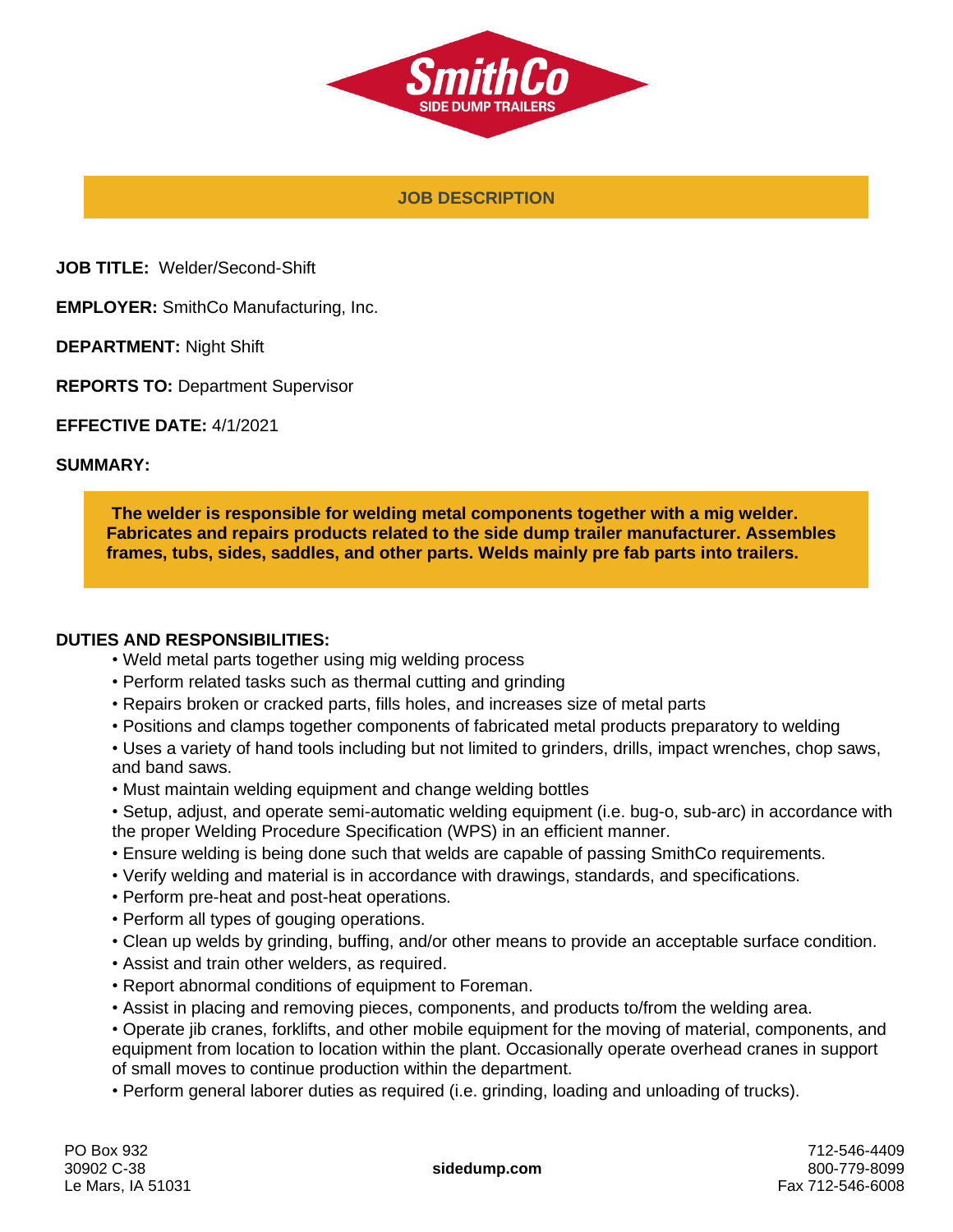SmithCo
SIDE DUMP TRAILERS

## JOB DESCRIPTION

**JOB TITLE:** Welder/Second-Shift

**EMPLOYER:** SmithCo Manufacturing, Inc.

**DEPARTMENT:** Night Shift

**REPORTS TO:** Department Supervisor

**EFFECTIVE DATE:** 4/1/2021

**SUMMARY:**

**The welder is responsible for welding metal components together with a mig welder. Fabricates and repairs products related to the side dump trailer manufacturer. Assembles frames, tubs, sides, saddles, and other parts. Welds mainly pre fab parts into trailers.**

**DUTIES AND RESPONSIBILITIES:**

- Weld metal parts together using mig welding process
- Perform related tasks such as thermal cutting and grinding
- Repairs broken or cracked parts, fills holes, and increases size of metal parts
- Positions and clamps together components of fabricated metal products preparatory to welding
- Uses a variety of hand tools including but not limited to grinders, drills, impact wrenches, chop saws, and band saws.
- Must maintain welding equipment and change welding bottles
- Setup, adjust, and operate semi-automatic welding equipment (i.e. bug-o, sub-arc) in accordance with the proper Welding Procedure Specification (WPS) in an efficient manner.
- Ensure welding is being done such that welds are capable of passing SmithCo requirements.
- Verify welding and material is in accordance with drawings, standards, and specifications.
- Perform pre-heat and post-heat operations.
- Perform all types of gouging operations.
- Clean up welds by grinding, buffing, and/or other means to provide an acceptable surface condition.
- Assist and train other welders, as required.
- Report abnormal conditions of equipment to Foreman.
- Assist in placing and removing pieces, components, and products to/from the welding area.
- Operate jib cranes, forklifts, and other mobile equipment for the moving of material, components, and equipment from location to location within the plant. Occasionally operate overhead cranes in support of small moves to continue production within the department.
- Perform general laborer duties as required (i.e. grinding, loading and unloading of trucks).

PO Box 932
30902 C-38
Le Mars, IA 51031

**sidedump.com**

712-546-4409
800-779-8099
Fax 712-546-6008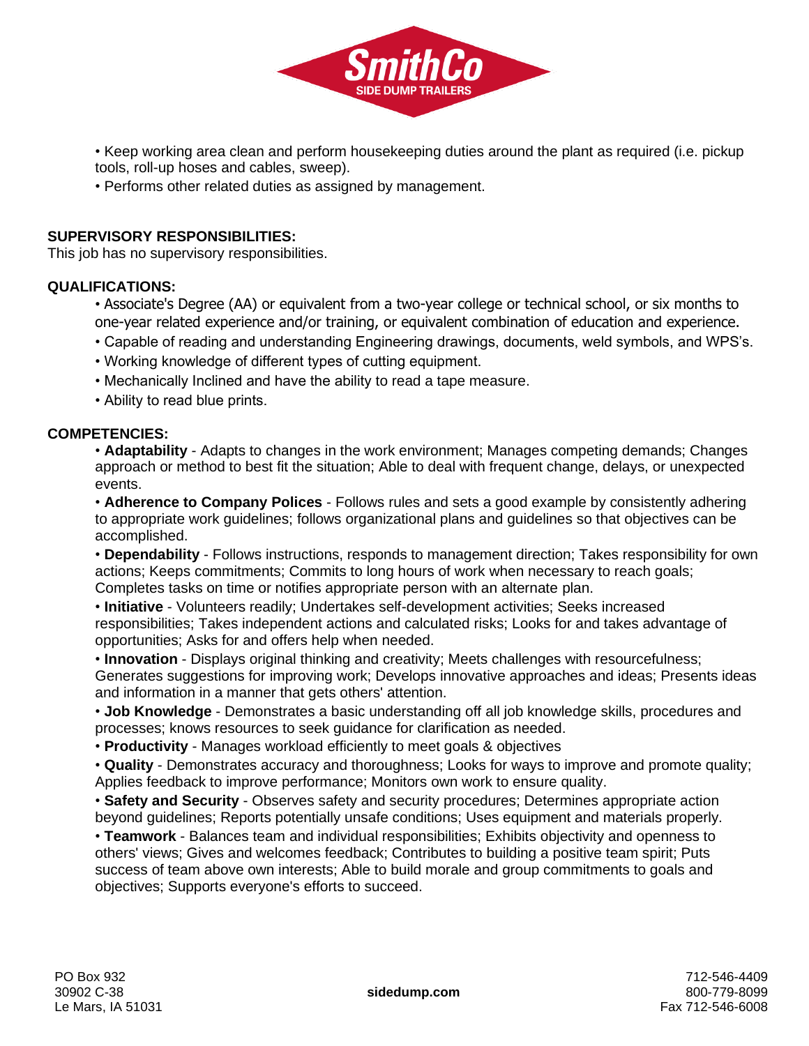- Keep working area clean and perform housekeeping duties around the plant as required (i.e. pickup tools, roll-up hoses and cables, sweep).
- Performs other related duties as assigned by management.

**SUPERVISORY RESPONSIBILITIES:**
This job has no supervisory responsibilities.

**QUALIFICATIONS:**

- Associate's Degree (AA) or equivalent from a two-year college or technical school, or six months to one-year related experience and/or training, or equivalent combination of education and experience.
- Capable of reading and understanding Engineering drawings, documents, weld symbols, and WPS's.
- Working knowledge of different types of cutting equipment.
- Mechanically Inclined and have the ability to read a tape measure.
- Ability to read blue prints.

**COMPETENCIES:**

- **Adaptability** - Adapts to changes in the work environment; Manages competing demands; Changes approach or method to best fit the situation; Able to deal with frequent change, delays, or unexpected events.
- **Adherence to Company Polices** - Follows rules and sets a good example by consistently adhering to appropriate work guidelines; follows organizational plans and guidelines so that objectives can be accomplished.
- **Dependability** - Follows instructions, responds to management direction; Takes responsibility for own actions; Keeps commitments; Commits to long hours of work when necessary to reach goals; Completes tasks on time or notifies appropriate person with an alternate plan.
- **Initiative** - Volunteers readily; Undertakes self-development activities; Seeks increased responsibilities; Takes independent actions and calculated risks; Looks for and takes advantage of opportunities; Asks for and offers help when needed.
- **Innovation** - Displays original thinking and creativity; Meets challenges with resourcefulness; Generates suggestions for improving work; Develops innovative approaches and ideas; Presents ideas and information in a manner that gets others' attention.
- **Job Knowledge** - Demonstrates a basic understanding off all job knowledge skills, procedures and processes; knows resources to seek guidance for clarification as needed.
- **Productivity** - Manages workload efficiently to meet goals & objectives
- **Quality** - Demonstrates accuracy and thoroughness; Looks for ways to improve and promote quality; Applies feedback to improve performance; Monitors own work to ensure quality.
- **Safety and Security** - Observes safety and security procedures; Determines appropriate action beyond guidelines; Reports potentially unsafe conditions; Uses equipment and materials properly.
- **Teamwork** - Balances team and individual responsibilities; Exhibits objectivity and openness to others' views; Gives and welcomes feedback; Contributes to building a positive team spirit; Puts success of team above own interests; Able to build morale and group commitments to goals and objectives; Supports everyone's efforts to succeed.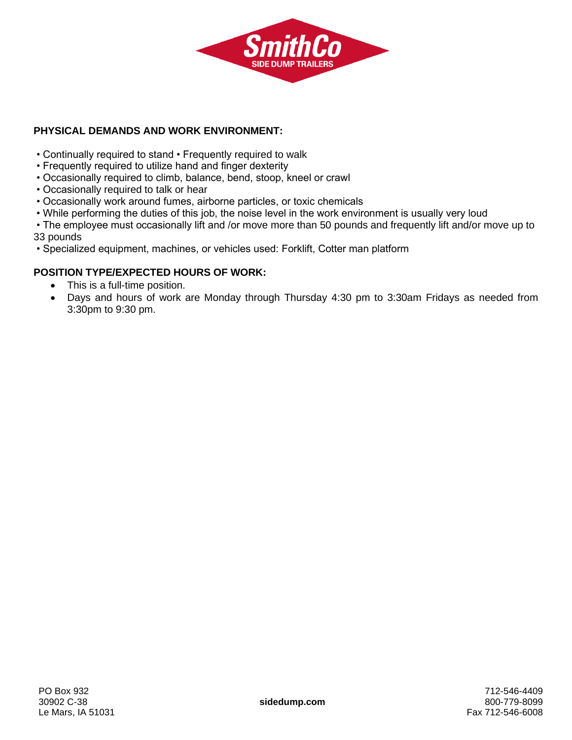**PHYSICAL DEMANDS AND WORK ENVIRONMENT:**

- Continually required to stand • Frequently required to walk
- Frequently required to utilize hand and finger dexterity
- Occasionally required to climb, balance, bend, stoop, kneel or crawl
- Occasionally required to talk or hear
- Occasionally work around fumes, airborne particles, or toxic chemicals
- While performing the duties of this job, the noise level in the work environment is usually very loud
- The employee must occasionally lift and /or move more than 50 pounds and frequently lift and/or move up to 33 pounds
- Specialized equipment, machines, or vehicles used: Forklift, Cotter man platform

**POSITION TYPE/EXPECTED HOURS OF WORK:**

- This is a full-time position.
- Days and hours of work are Monday through Thursday 4:30 pm to 3:30am Fridays as needed from 3:30pm to 9:30 pm.